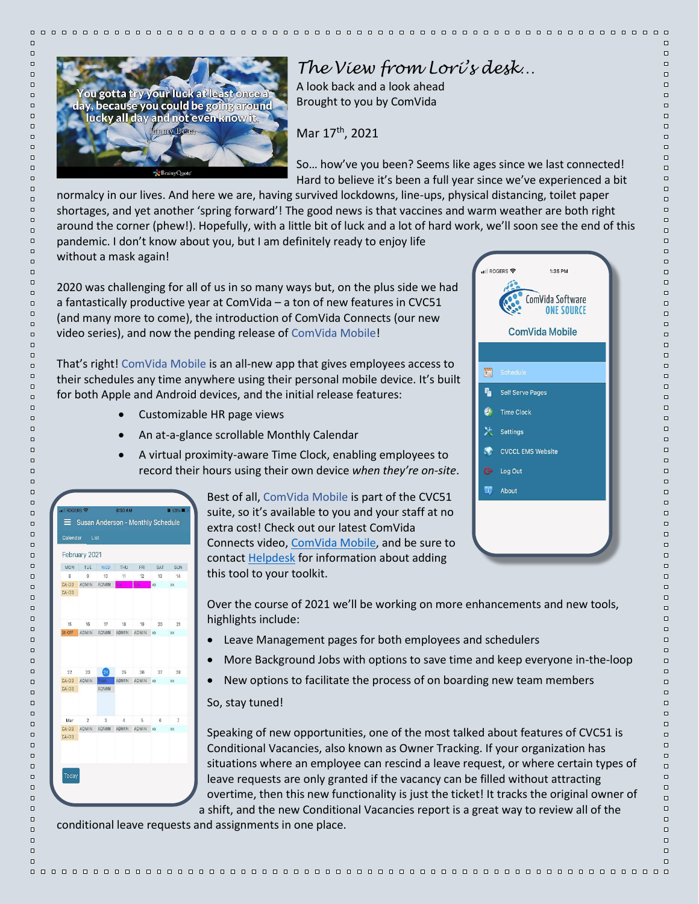# The View from Lori's desk…

A look back and a look ahead
Brought to you by ComVida

Mar 17th, 2021

So… how've you been? Seems like ages since we last connected! Hard to believe it's been a full year since we've experienced a bit normalcy in our lives. And here we are, having survived lockdowns, line-ups, physical distancing, toilet paper shortages, and yet another 'spring forward'! The good news is that vaccines and warm weather are both right around the corner (phew!). Hopefully, with a little bit of luck and a lot of hard work, we'll soon see the end of this pandemic. I don't know about you, but I am definitely ready to enjoy life without a mask again!

2020 was challenging for all of us in so many ways but, on the plus side we had a fantastically productive year at ComVida – a ton of new features in CVC51 (and many more to come), the introduction of ComVida Connects (our new video series), and now the pending release of ComVida Mobile!

That's right! ComVida Mobile is an all-new app that gives employees access to their schedules any time anywhere using their personal mobile device. It's built for both Apple and Android devices, and the initial release features:

- Customizable HR page views
- An at-a-glance scrollable Monthly Calendar
- A virtual proximity-aware Time Clock, enabling employees to record their hours using their own device *when they're on-site*.

Best of all, ComVida Mobile is part of the CVC51 suite, so it's available to you and your staff at no extra cost! Check out our latest ComVida Connects video, ComVida Mobile, and be sure to contact Helpdesk for information about adding this tool to your toolkit.

Over the course of 2021 we'll be working on more enhancements and new tools, highlights include:

- Leave Management pages for both employees and schedulers
- More Background Jobs with options to save time and keep everyone in-the-loop
- New options to facilitate the process of on boarding new team members

So, stay tuned!

Speaking of new opportunities, one of the most talked about features of CVC51 is Conditional Vacancies, also known as Owner Tracking. If your organization has situations where an employee can rescind a leave request, or where certain types of leave requests are only granted if the vacancy can be filled without attracting overtime, then this new functionality is just the ticket! It tracks the original owner of a shift, and the new Conditional Vacancies report is a great way to review all of the conditional leave requests and assignments in one place.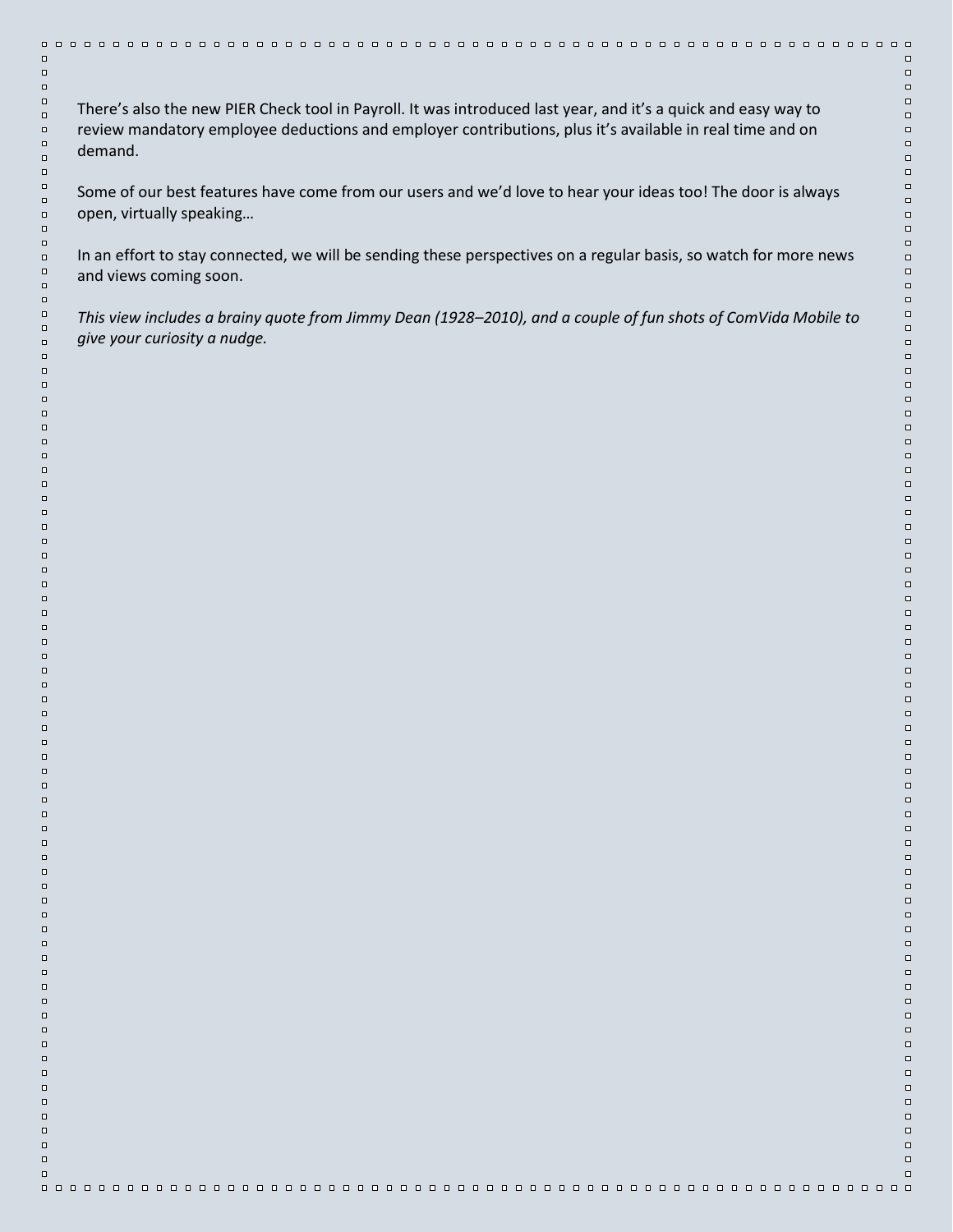There's also the new PIER Check tool in Payroll. It was introduced last year, and it's a quick and easy way to review mandatory employee deductions and employer contributions, plus it's available in real time and on demand.

Some of our best features have come from our users and we'd love to hear your ideas too! The door is always open, virtually speaking…

In an effort to stay connected, we will be sending these perspectives on a regular basis, so watch for more news and views coming soon.

*This view includes a brainy quote from Jimmy Dean (1928–2010), and a couple of fun shots of ComVida Mobile to give your curiosity a nudge.*